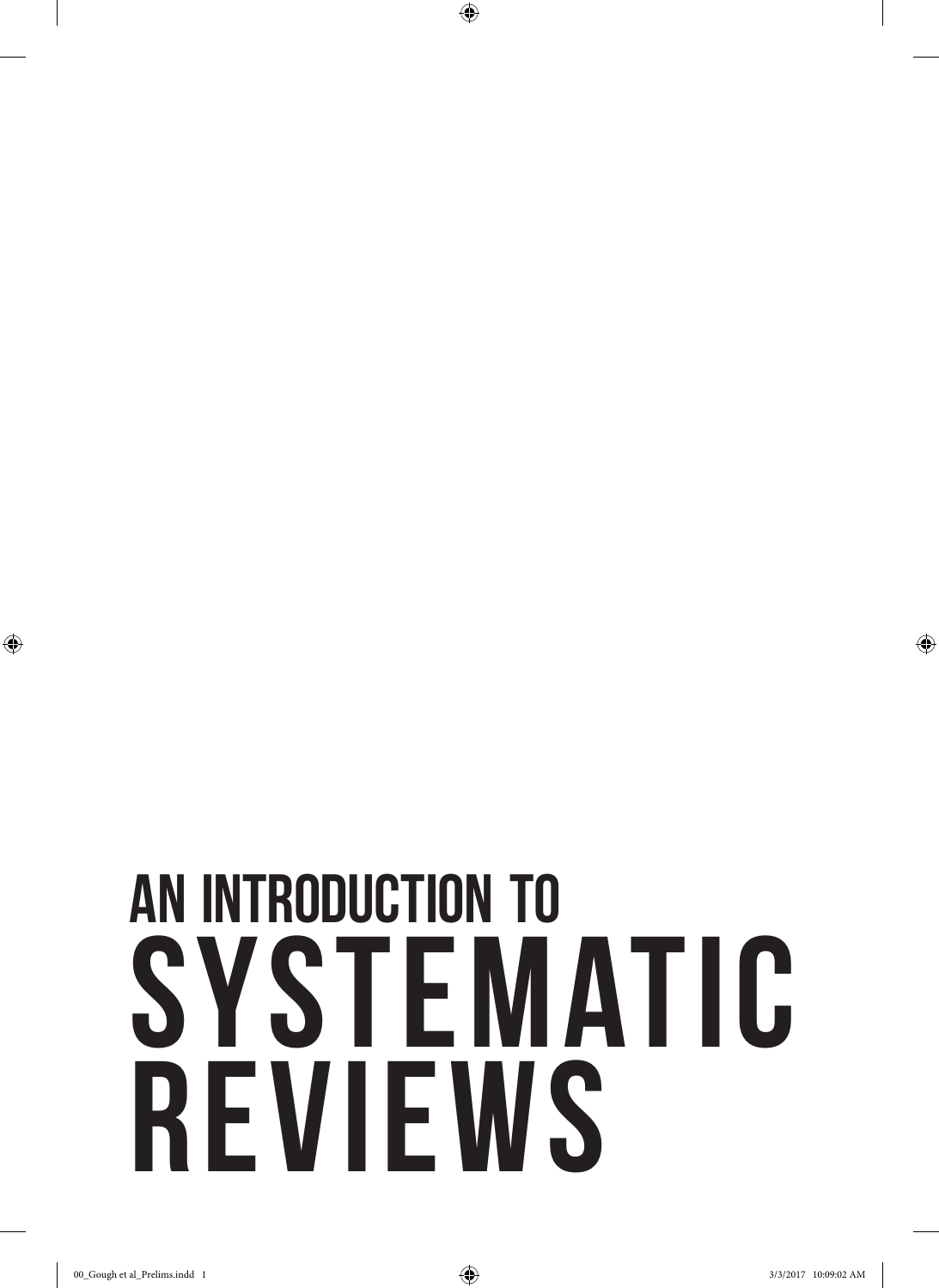# AN INTRODUCTION TO SYSTEMATIC REVIEWS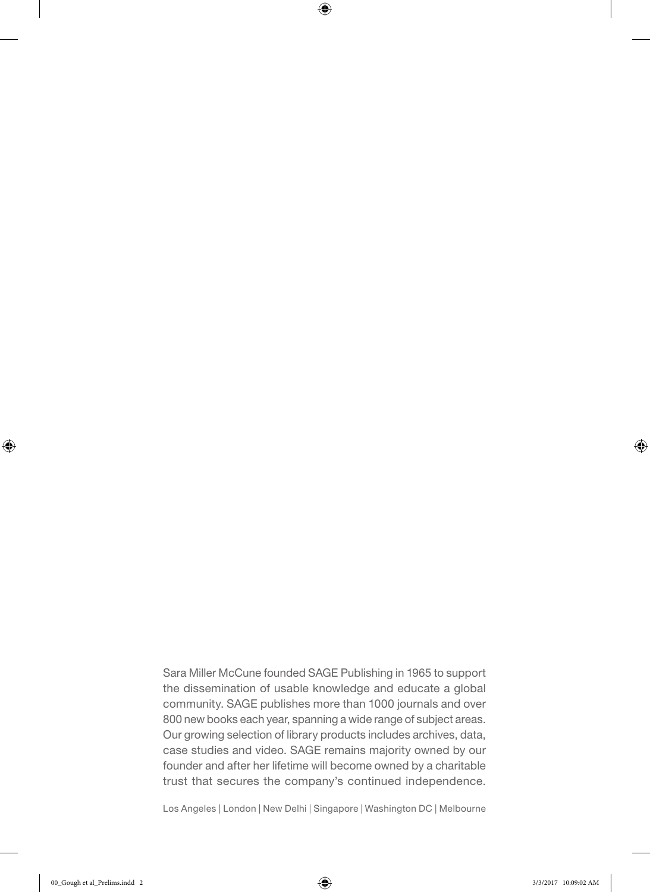Sara Miller McCune founded SAGE Publishing in 1965 to support the dissemination of usable knowledge and educate a global community. SAGE publishes more than 1000 journals and over 800 new books each year, spanning a wide range of subject areas. Our growing selection of library products includes archives, data, case studies and video. SAGE remains majority owned by our founder and after her lifetime will become owned by a charitable trust that secures the company's continued independence.

Los Angeles | London | New Delhi | Singapore | Washington DC | Melbourne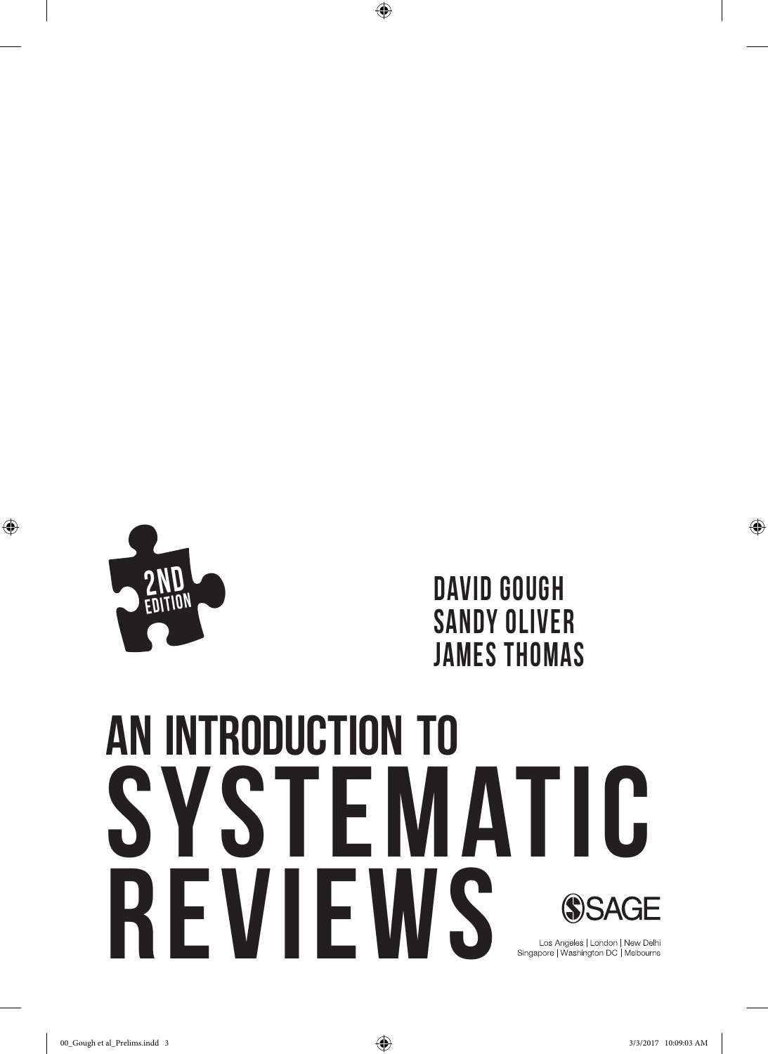2ND EDITION

DAVID GOUGH
SANDY OLIVER
JAMES THOMAS

# AN INTRODUCTION TO SYSTEMATIC REVIEWS

SAGE

Los Angeles | London | New Delhi
Singapore | Washington DC | Melbourne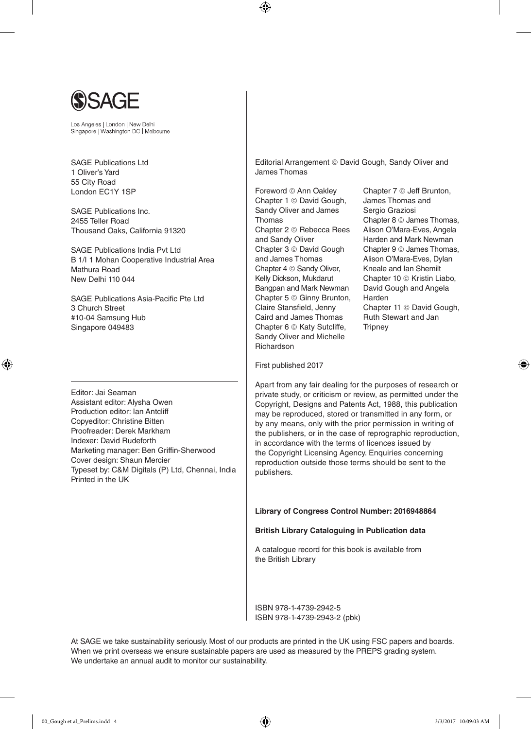SAGE

Los Angeles | London | New Delhi
Singapore | Washington DC | Melbourne

SAGE Publications Ltd
1 Oliver's Yard
55 City Road
London EC1Y 1SP

SAGE Publications Inc.
2455 Teller Road
Thousand Oaks, California 91320

SAGE Publications India Pvt Ltd
B 1/I 1 Mohan Cooperative Industrial Area
Mathura Road
New Delhi 110 044

SAGE Publications Asia-Pacific Pte Ltd
3 Church Street
#10-04 Samsung Hub
Singapore 049483

Editor: Jai Seaman
Assistant editor: Alysha Owen
Production editor: Ian Antcliff
Copyeditor: Christine Bitten
Proofreader: Derek Markham
Indexer: David Rudeforth
Marketing manager: Ben Griffin-Sherwood
Cover design: Shaun Mercier
Typeset by: C&M Digitals (P) Ltd, Chennai, India
Printed in the UK

Editorial Arrangement © David Gough, Sandy Oliver and James Thomas

Foreword © Ann Oakley
Chapter 1 © David Gough, Sandy Oliver and James Thomas
Chapter 2 © Rebecca Rees and Sandy Oliver
Chapter 3 © David Gough and James Thomas
Chapter 4 © Sandy Oliver, Kelly Dickson, Mukdarut Bangpan and Mark Newman
Chapter 5 © Ginny Brunton, Claire Stansfield, Jenny Caird and James Thomas
Chapter 6 © Katy Sutcliffe, Sandy Oliver and Michelle Richardson
Chapter 7 © Jeff Brunton, James Thomas and Sergio Graziosi
Chapter 8 © James Thomas, Alison O'Mara-Eves, Angela Harden and Mark Newman
Chapter 9 © James Thomas, Alison O'Mara-Eves, Dylan Kneale and Ian Shemilt
Chapter 10 © Kristin Liabo, David Gough and Angela Harden
Chapter 11 © David Gough, Ruth Stewart and Jan Tripney

First published 2017

Apart from any fair dealing for the purposes of research or private study, or criticism or review, as permitted under the Copyright, Designs and Patents Act, 1988, this publication may be reproduced, stored or transmitted in any form, or by any means, only with the prior permission in writing of the publishers, or in the case of reprographic reproduction, in accordance with the terms of licences issued by the Copyright Licensing Agency. Enquiries concerning reproduction outside those terms should be sent to the publishers.

**Library of Congress Control Number: 2016948864**

**British Library Cataloguing in Publication data**

A catalogue record for this book is available from the British Library

ISBN 978-1-4739-2942-5
ISBN 978-1-4739-2943-2 (pbk)

At SAGE we take sustainability seriously. Most of our products are printed in the UK using FSC papers and boards. When we print overseas we ensure sustainable papers are used as measured by the PREPS grading system. We undertake an annual audit to monitor our sustainability.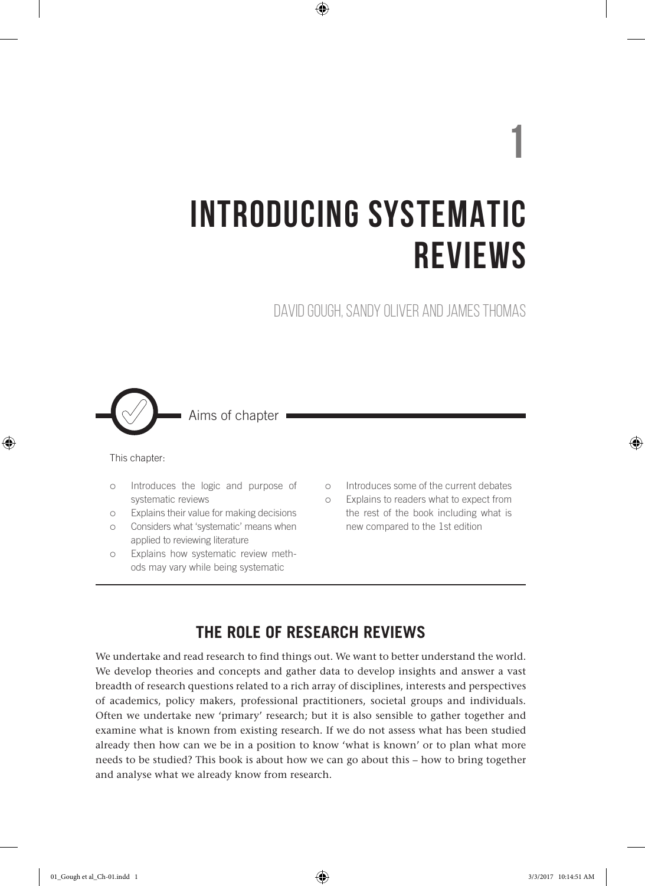# 1

# INTRODUCING SYSTEMATIC REVIEWS

DAVID GOUGH, SANDY OLIVER AND JAMES THOMAS

**Aims of chapter**

This chapter:

- Introduces the logic and purpose of systematic reviews
- Explains their value for making decisions
- Considers what 'systematic' means when applied to reviewing literature
- Explains how systematic review methods may vary while being systematic
- Introduces some of the current debates
- Explains to readers what to expect from the rest of the book including what is new compared to the 1st edition

## THE ROLE OF RESEARCH REVIEWS

We undertake and read research to find things out. We want to better understand the world. We develop theories and concepts and gather data to develop insights and answer a vast breadth of research questions related to a rich array of disciplines, interests and perspectives of academics, policy makers, professional practitioners, societal groups and individuals. Often we undertake new 'primary' research; but it is also sensible to gather together and examine what is known from existing research. If we do not assess what has been studied already then how can we be in a position to know 'what is known' or to plan what more needs to be studied? This book is about how we can go about this – how to bring together and analyse what we already know from research.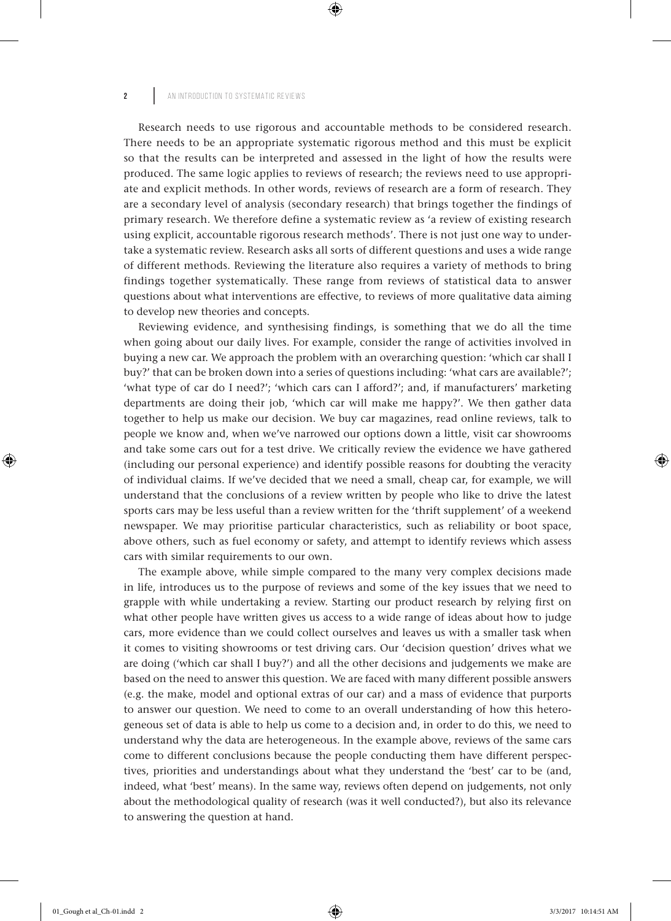Research needs to use rigorous and accountable methods to be considered research. There needs to be an appropriate systematic rigorous method and this must be explicit so that the results can be interpreted and assessed in the light of how the results were produced. The same logic applies to reviews of research; the reviews need to use appropriate and explicit methods. In other words, reviews of research are a form of research. They are a secondary level of analysis (secondary research) that brings together the findings of primary research. We therefore define a systematic review as 'a review of existing research using explicit, accountable rigorous research methods'. There is not just one way to undertake a systematic review. Research asks all sorts of different questions and uses a wide range of different methods. Reviewing the literature also requires a variety of methods to bring findings together systematically. These range from reviews of statistical data to answer questions about what interventions are effective, to reviews of more qualitative data aiming to develop new theories and concepts.

Reviewing evidence, and synthesising findings, is something that we do all the time when going about our daily lives. For example, consider the range of activities involved in buying a new car. We approach the problem with an overarching question: 'which car shall I buy?' that can be broken down into a series of questions including: 'what cars are available?'; 'what type of car do I need?'; 'which cars can I afford?'; and, if manufacturers' marketing departments are doing their job, 'which car will make me happy?'. We then gather data together to help us make our decision. We buy car magazines, read online reviews, talk to people we know and, when we've narrowed our options down a little, visit car showrooms and take some cars out for a test drive. We critically review the evidence we have gathered (including our personal experience) and identify possible reasons for doubting the veracity of individual claims. If we've decided that we need a small, cheap car, for example, we will understand that the conclusions of a review written by people who like to drive the latest sports cars may be less useful than a review written for the 'thrift supplement' of a weekend newspaper. We may prioritise particular characteristics, such as reliability or boot space, above others, such as fuel economy or safety, and attempt to identify reviews which assess cars with similar requirements to our own.

The example above, while simple compared to the many very complex decisions made in life, introduces us to the purpose of reviews and some of the key issues that we need to grapple with while undertaking a review. Starting our product research by relying first on what other people have written gives us access to a wide range of ideas about how to judge cars, more evidence than we could collect ourselves and leaves us with a smaller task when it comes to visiting showrooms or test driving cars. Our 'decision question' drives what we are doing ('which car shall I buy?') and all the other decisions and judgements we make are based on the need to answer this question. We are faced with many different possible answers (e.g. the make, model and optional extras of our car) and a mass of evidence that purports to answer our question. We need to come to an overall understanding of how this heterogeneous set of data is able to help us come to a decision and, in order to do this, we need to understand why the data are heterogeneous. In the example above, reviews of the same cars come to different conclusions because the people conducting them have different perspectives, priorities and understandings about what they understand the 'best' car to be (and, indeed, what 'best' means). In the same way, reviews often depend on judgements, not only about the methodological quality of research (was it well conducted?), but also its relevance to answering the question at hand.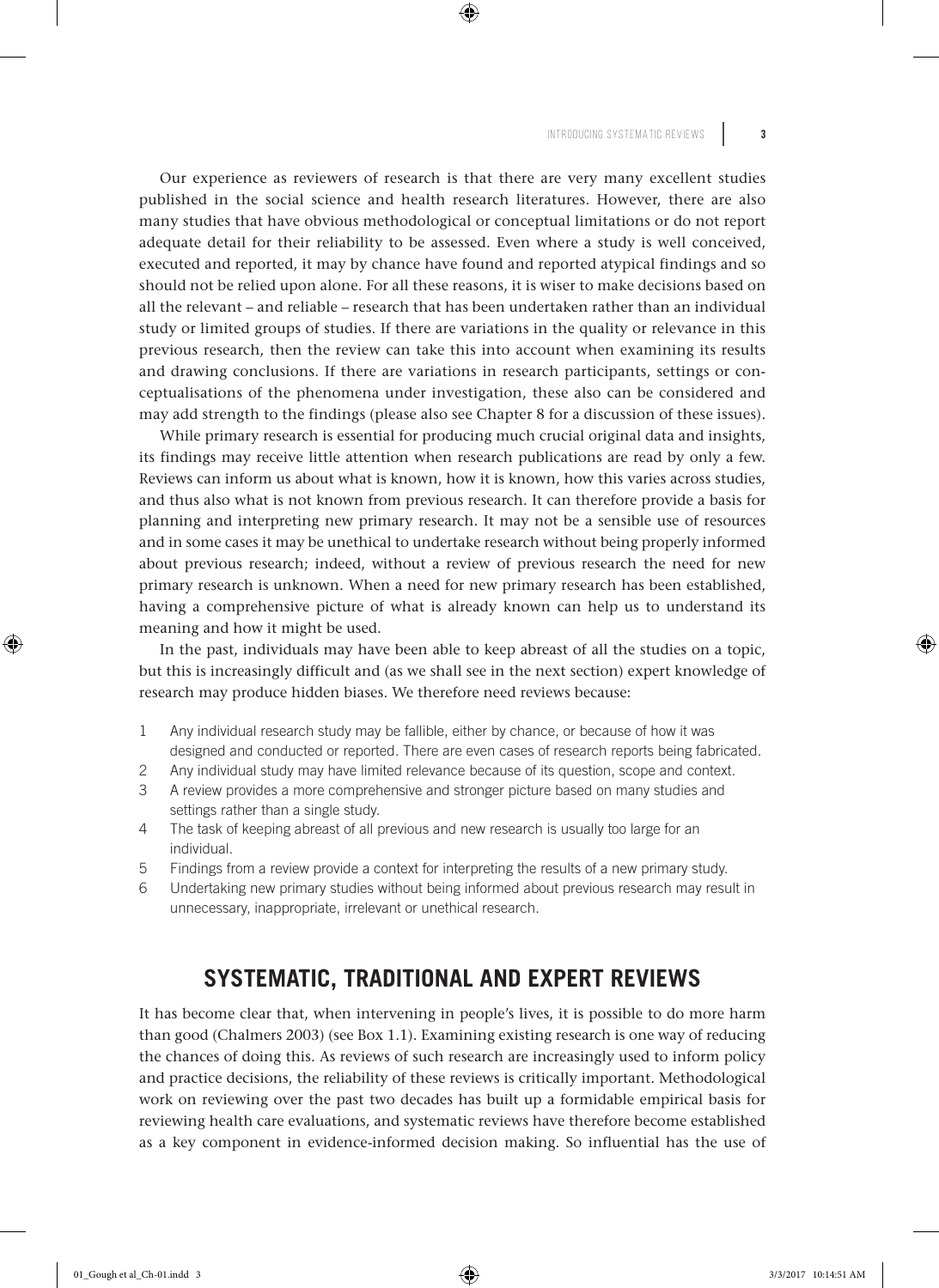Our experience as reviewers of research is that there are very many excellent studies published in the social science and health research literatures. However, there are also many studies that have obvious methodological or conceptual limitations or do not report adequate detail for their reliability to be assessed. Even where a study is well conceived, executed and reported, it may by chance have found and reported atypical findings and so should not be relied upon alone. For all these reasons, it is wiser to make decisions based on all the relevant – and reliable – research that has been undertaken rather than an individual study or limited groups of studies. If there are variations in the quality or relevance in this previous research, then the review can take this into account when examining its results and drawing conclusions. If there are variations in research participants, settings or conceptualisations of the phenomena under investigation, these also can be considered and may add strength to the findings (please also see Chapter 8 for a discussion of these issues).

While primary research is essential for producing much crucial original data and insights, its findings may receive little attention when research publications are read by only a few. Reviews can inform us about what is known, how it is known, how this varies across studies, and thus also what is not known from previous research. It can therefore provide a basis for planning and interpreting new primary research. It may not be a sensible use of resources and in some cases it may be unethical to undertake research without being properly informed about previous research; indeed, without a review of previous research the need for new primary research is unknown. When a need for new primary research has been established, having a comprehensive picture of what is already known can help us to understand its meaning and how it might be used.

In the past, individuals may have been able to keep abreast of all the studies on a topic, but this is increasingly difficult and (as we shall see in the next section) expert knowledge of research may produce hidden biases. We therefore need reviews because:

1. Any individual research study may be fallible, either by chance, or because of how it was designed and conducted or reported. There are even cases of research reports being fabricated.
2. Any individual study may have limited relevance because of its question, scope and context.
3. A review provides a more comprehensive and stronger picture based on many studies and settings rather than a single study.
4. The task of keeping abreast of all previous and new research is usually too large for an individual.
5. Findings from a review provide a context for interpreting the results of a new primary study.
6. Undertaking new primary studies without being informed about previous research may result in unnecessary, inappropriate, irrelevant or unethical research.

## SYSTEMATIC, TRADITIONAL AND EXPERT REVIEWS

It has become clear that, when intervening in people's lives, it is possible to do more harm than good (Chalmers 2003) (see Box 1.1). Examining existing research is one way of reducing the chances of doing this. As reviews of such research are increasingly used to inform policy and practice decisions, the reliability of these reviews is critically important. Methodological work on reviewing over the past two decades has built up a formidable empirical basis for reviewing health care evaluations, and systematic reviews have therefore become established as a key component in evidence-informed decision making. So influential has the use of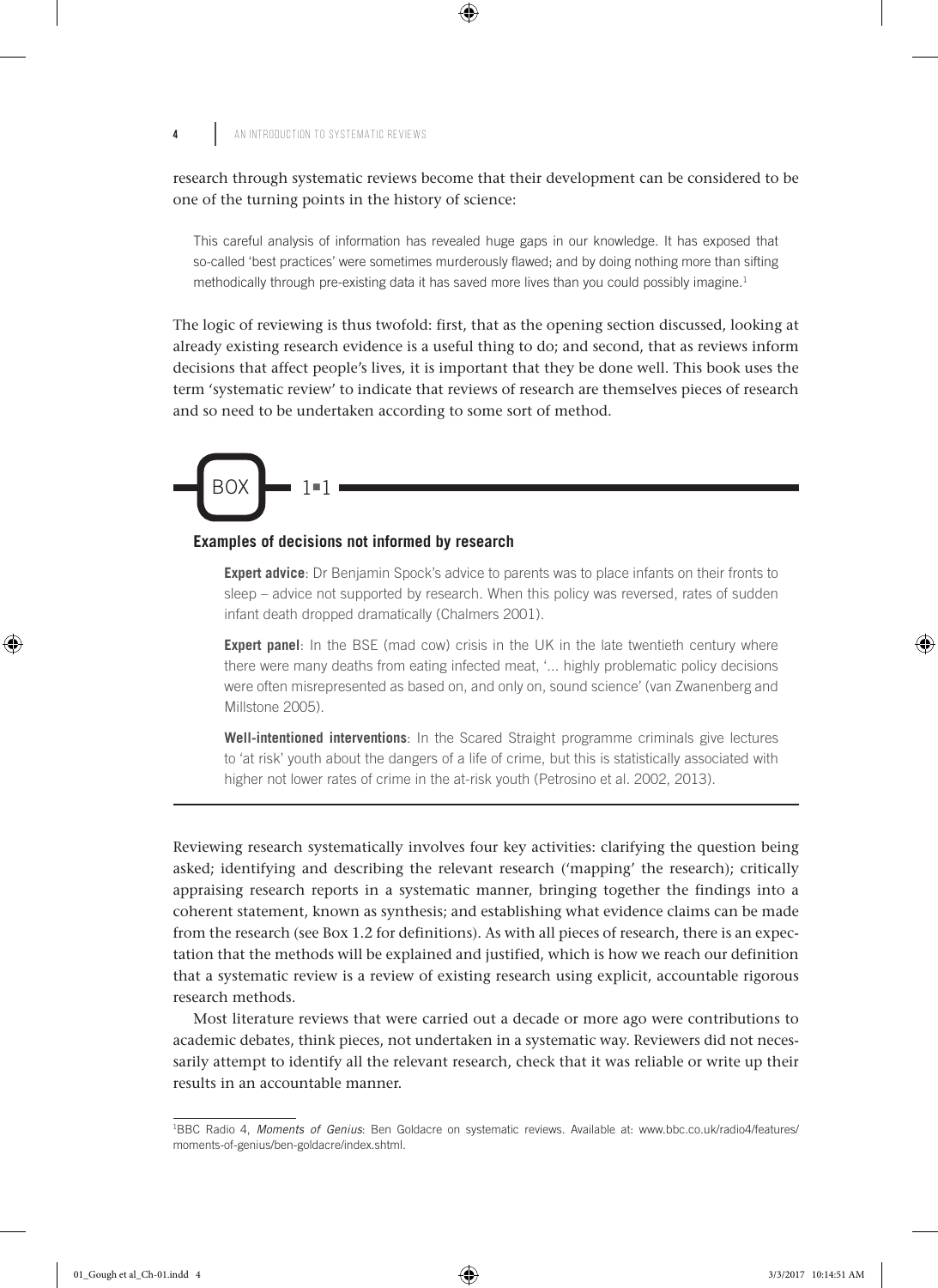research through systematic reviews become that their development can be considered to be one of the turning points in the history of science:

> This careful analysis of information has revealed huge gaps in our knowledge. It has exposed that so-called 'best practices' were sometimes murderously flawed; and by doing nothing more than sifting methodically through pre-existing data it has saved more lives than you could possibly imagine.[1]

The logic of reviewing is thus twofold: first, that as the opening section discussed, looking at already existing research evidence is a useful thing to do; and second, that as reviews inform decisions that affect people's lives, it is important that they be done well. This book uses the term 'systematic review' to indicate that reviews of research are themselves pieces of research and so need to be undertaken according to some sort of method.

## BOX 1.1

**Examples of decisions not informed by research**

**Expert advice**: Dr Benjamin Spock's advice to parents was to place infants on their fronts to sleep – advice not supported by research. When this policy was reversed, rates of sudden infant death dropped dramatically (Chalmers 2001).

**Expert panel**: In the BSE (mad cow) crisis in the UK in the late twentieth century where there were many deaths from eating infected meat, '... highly problematic policy decisions were often misrepresented as based on, and only on, sound science' (van Zwanenberg and Millstone 2005).

**Well-intentioned interventions**: In the Scared Straight programme criminals give lectures to 'at risk' youth about the dangers of a life of crime, but this is statistically associated with higher not lower rates of crime in the at-risk youth (Petrosino et al. 2002, 2013).

---

Reviewing research systematically involves four key activities: clarifying the question being asked; identifying and describing the relevant research ('mapping' the research); critically appraising research reports in a systematic manner, bringing together the findings into a coherent statement, known as synthesis; and establishing what evidence claims can be made from the research (see Box 1.2 for definitions). As with all pieces of research, there is an expectation that the methods will be explained and justified, which is how we reach our definition that a systematic review is a review of existing research using explicit, accountable rigorous research methods.

Most literature reviews that were carried out a decade or more ago were contributions to academic debates, think pieces, not undertaken in a systematic way. Reviewers did not necessarily attempt to identify all the relevant research, check that it was reliable or write up their results in an accountable manner.

---

[1] BBC Radio 4, *Moments of Genius*: Ben Goldacre on systematic reviews. Available at: www.bbc.co.uk/radio4/features/moments-of-genius/ben-goldacre/index.shtml.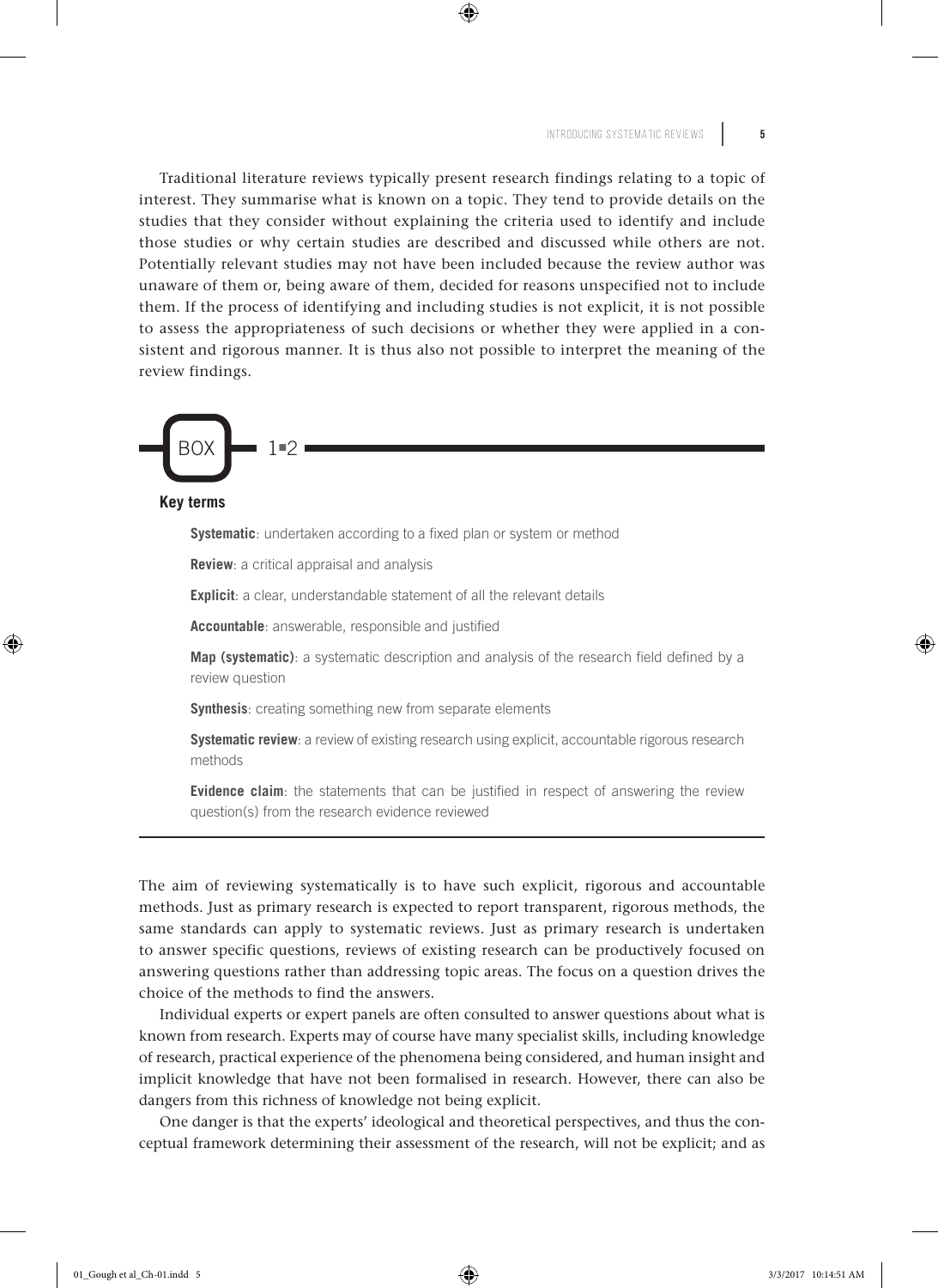Traditional literature reviews typically present research findings relating to a topic of interest. They summarise what is known on a topic. They tend to provide details on the studies that they consider without explaining the criteria used to identify and include those studies or why certain studies are described and discussed while others are not. Potentially relevant studies may not have been included because the review author was unaware of them or, being aware of them, decided for reasons unspecified not to include them. If the process of identifying and including studies is not explicit, it is not possible to assess the appropriateness of such decisions or whether they were applied in a consistent and rigorous manner. It is thus also not possible to interpret the meaning of the review findings.

---

**BOX 1.2**

**Key terms**

**Systematic**: undertaken according to a fixed plan or system or method

**Review**: a critical appraisal and analysis

**Explicit**: a clear, understandable statement of all the relevant details

**Accountable**: answerable, responsible and justified

**Map (systematic)**: a systematic description and analysis of the research field defined by a review question

**Synthesis**: creating something new from separate elements

**Systematic review**: a review of existing research using explicit, accountable rigorous research methods

**Evidence claim**: the statements that can be justified in respect of answering the review question(s) from the research evidence reviewed

---

The aim of reviewing systematically is to have such explicit, rigorous and accountable methods. Just as primary research is expected to report transparent, rigorous methods, the same standards can apply to systematic reviews. Just as primary research is undertaken to answer specific questions, reviews of existing research can be productively focused on answering questions rather than addressing topic areas. The focus on a question drives the choice of the methods to find the answers.

Individual experts or expert panels are often consulted to answer questions about what is known from research. Experts may of course have many specialist skills, including knowledge of research, practical experience of the phenomena being considered, and human insight and implicit knowledge that have not been formalised in research. However, there can also be dangers from this richness of knowledge not being explicit.

One danger is that the experts' ideological and theoretical perspectives, and thus the conceptual framework determining their assessment of the research, will not be explicit; and as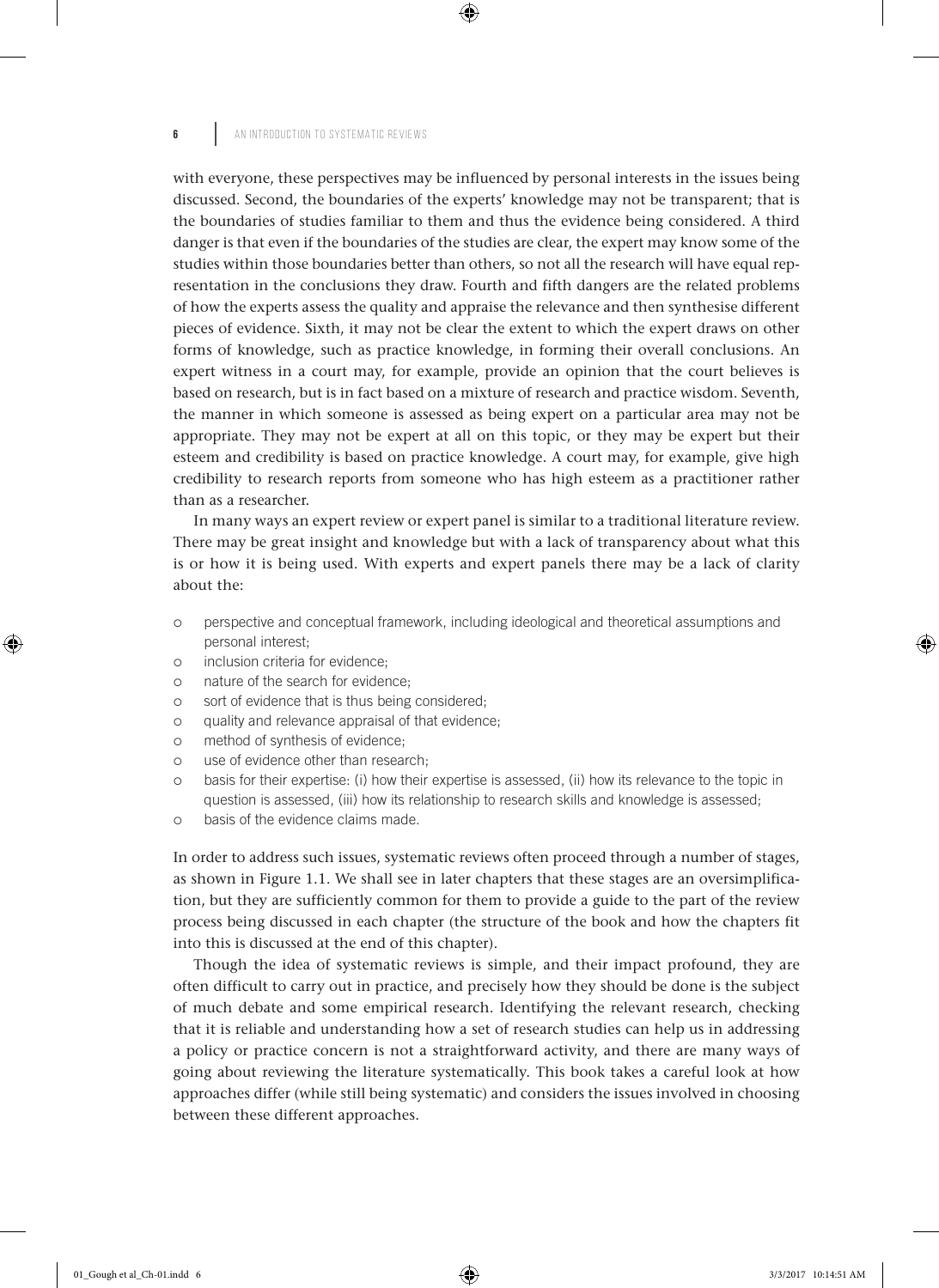with everyone, these perspectives may be influenced by personal interests in the issues being discussed. Second, the boundaries of the experts' knowledge may not be transparent; that is the boundaries of studies familiar to them and thus the evidence being considered. A third danger is that even if the boundaries of the studies are clear, the expert may know some of the studies within those boundaries better than others, so not all the research will have equal representation in the conclusions they draw. Fourth and fifth dangers are the related problems of how the experts assess the quality and appraise the relevance and then synthesise different pieces of evidence. Sixth, it may not be clear the extent to which the expert draws on other forms of knowledge, such as practice knowledge, in forming their overall conclusions. An expert witness in a court may, for example, provide an opinion that the court believes is based on research, but is in fact based on a mixture of research and practice wisdom. Seventh, the manner in which someone is assessed as being expert on a particular area may not be appropriate. They may not be expert at all on this topic, or they may be expert but their esteem and credibility is based on practice knowledge. A court may, for example, give high credibility to research reports from someone who has high esteem as a practitioner rather than as a researcher.

In many ways an expert review or expert panel is similar to a traditional literature review. There may be great insight and knowledge but with a lack of transparency about what this is or how it is being used. With experts and expert panels there may be a lack of clarity about the:

- perspective and conceptual framework, including ideological and theoretical assumptions and personal interest;
- inclusion criteria for evidence;
- nature of the search for evidence;
- sort of evidence that is thus being considered;
- quality and relevance appraisal of that evidence;
- method of synthesis of evidence;
- use of evidence other than research;
- basis for their expertise: (i) how their expertise is assessed, (ii) how its relevance to the topic in question is assessed, (iii) how its relationship to research skills and knowledge is assessed;
- basis of the evidence claims made.

In order to address such issues, systematic reviews often proceed through a number of stages, as shown in Figure 1.1. We shall see in later chapters that these stages are an oversimplification, but they are sufficiently common for them to provide a guide to the part of the review process being discussed in each chapter (the structure of the book and how the chapters fit into this is discussed at the end of this chapter).

Though the idea of systematic reviews is simple, and their impact profound, they are often difficult to carry out in practice, and precisely how they should be done is the subject of much debate and some empirical research. Identifying the relevant research, checking that it is reliable and understanding how a set of research studies can help us in addressing a policy or practice concern is not a straightforward activity, and there are many ways of going about reviewing the literature systematically. This book takes a careful look at how approaches differ (while still being systematic) and considers the issues involved in choosing between these different approaches.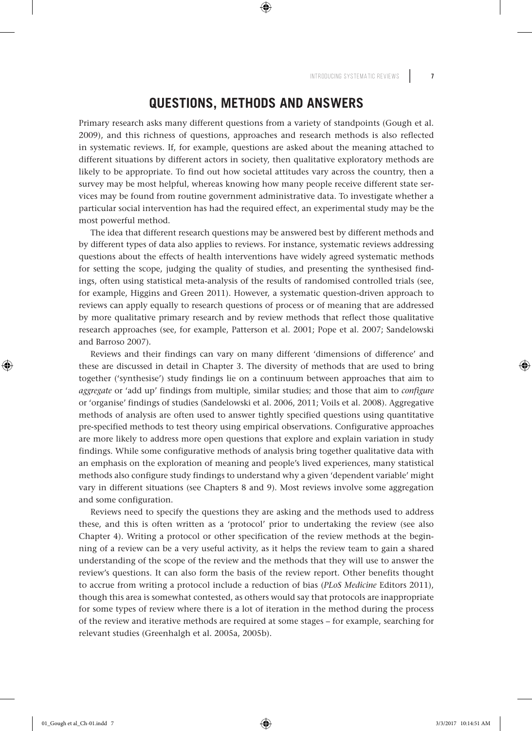## QUESTIONS, METHODS AND ANSWERS

Primary research asks many different questions from a variety of standpoints (Gough et al. 2009), and this richness of questions, approaches and research methods is also reflected in systematic reviews. If, for example, questions are asked about the meaning attached to different situations by different actors in society, then qualitative exploratory methods are likely to be appropriate. To find out how societal attitudes vary across the country, then a survey may be most helpful, whereas knowing how many people receive different state services may be found from routine government administrative data. To investigate whether a particular social intervention has had the required effect, an experimental study may be the most powerful method.

The idea that different research questions may be answered best by different methods and by different types of data also applies to reviews. For instance, systematic reviews addressing questions about the effects of health interventions have widely agreed systematic methods for setting the scope, judging the quality of studies, and presenting the synthesised findings, often using statistical meta-analysis of the results of randomised controlled trials (see, for example, Higgins and Green 2011). However, a systematic question-driven approach to reviews can apply equally to research questions of process or of meaning that are addressed by more qualitative primary research and by review methods that reflect those qualitative research approaches (see, for example, Patterson et al. 2001; Pope et al. 2007; Sandelowski and Barroso 2007).

Reviews and their findings can vary on many different 'dimensions of difference' and these are discussed in detail in Chapter 3. The diversity of methods that are used to bring together ('synthesise') study findings lie on a continuum between approaches that aim to *aggregate* or 'add up' findings from multiple, similar studies; and those that aim to *configure* or 'organise' findings of studies (Sandelowski et al. 2006, 2011; Voils et al. 2008). Aggregative methods of analysis are often used to answer tightly specified questions using quantitative pre-specified methods to test theory using empirical observations. Configurative approaches are more likely to address more open questions that explore and explain variation in study findings. While some configurative methods of analysis bring together qualitative data with an emphasis on the exploration of meaning and people's lived experiences, many statistical methods also configure study findings to understand why a given 'dependent variable' might vary in different situations (see Chapters 8 and 9). Most reviews involve some aggregation and some configuration.

Reviews need to specify the questions they are asking and the methods used to address these, and this is often written as a 'protocol' prior to undertaking the review (see also Chapter 4). Writing a protocol or other specification of the review methods at the beginning of a review can be a very useful activity, as it helps the review team to gain a shared understanding of the scope of the review and the methods that they will use to answer the review's questions. It can also form the basis of the review report. Other benefits thought to accrue from writing a protocol include a reduction of bias (*PLoS Medicine* Editors 2011), though this area is somewhat contested, as others would say that protocols are inappropriate for some types of review where there is a lot of iteration in the method during the process of the review and iterative methods are required at some stages – for example, searching for relevant studies (Greenhalgh et al. 2005a, 2005b).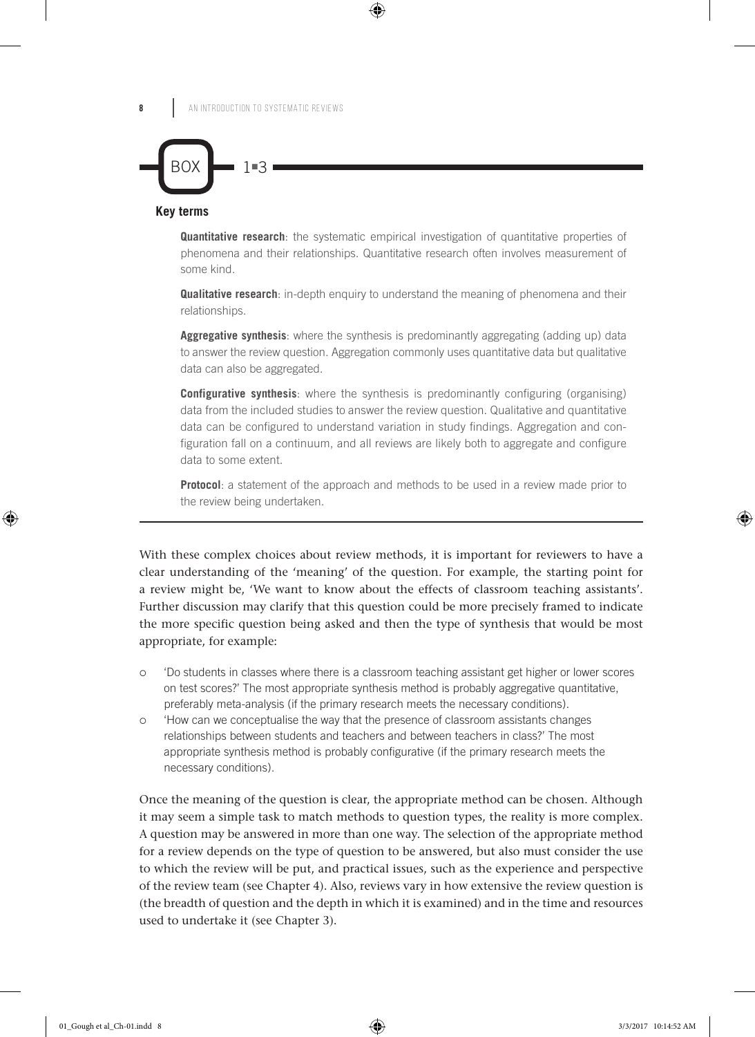## BOX 1.3

### Key terms

**Quantitative research**: the systematic empirical investigation of quantitative properties of phenomena and their relationships. Quantitative research often involves measurement of some kind.

**Qualitative research**: in-depth enquiry to understand the meaning of phenomena and their relationships.

**Aggregative synthesis**: where the synthesis is predominantly aggregating (adding up) data to answer the review question. Aggregation commonly uses quantitative data but qualitative data can also be aggregated.

**Configurative synthesis**: where the synthesis is predominantly configuring (organising) data from the included studies to answer the review question. Qualitative and quantitative data can be configured to understand variation in study findings. Aggregation and configuration fall on a continuum, and all reviews are likely both to aggregate and configure data to some extent.

**Protocol**: a statement of the approach and methods to be used in a review made prior to the review being undertaken.

---

With these complex choices about review methods, it is important for reviewers to have a clear understanding of the 'meaning' of the question. For example, the starting point for a review might be, 'We want to know about the effects of classroom teaching assistants'. Further discussion may clarify that this question could be more precisely framed to indicate the more specific question being asked and then the type of synthesis that would be most appropriate, for example:

- 'Do students in classes where there is a classroom teaching assistant get higher or lower scores on test scores?' The most appropriate synthesis method is probably aggregative quantitative, preferably meta-analysis (if the primary research meets the necessary conditions).
- 'How can we conceptualise the way that the presence of classroom assistants changes relationships between students and teachers and between teachers in class?' The most appropriate synthesis method is probably configurative (if the primary research meets the necessary conditions).

Once the meaning of the question is clear, the appropriate method can be chosen. Although it may seem a simple task to match methods to question types, the reality is more complex. A question may be answered in more than one way. The selection of the appropriate method for a review depends on the type of question to be answered, but also must consider the use to which the review will be put, and practical issues, such as the experience and perspective of the review team (see Chapter 4). Also, reviews vary in how extensive the review question is (the breadth of question and the depth in which it is examined) and in the time and resources used to undertake it (see Chapter 3).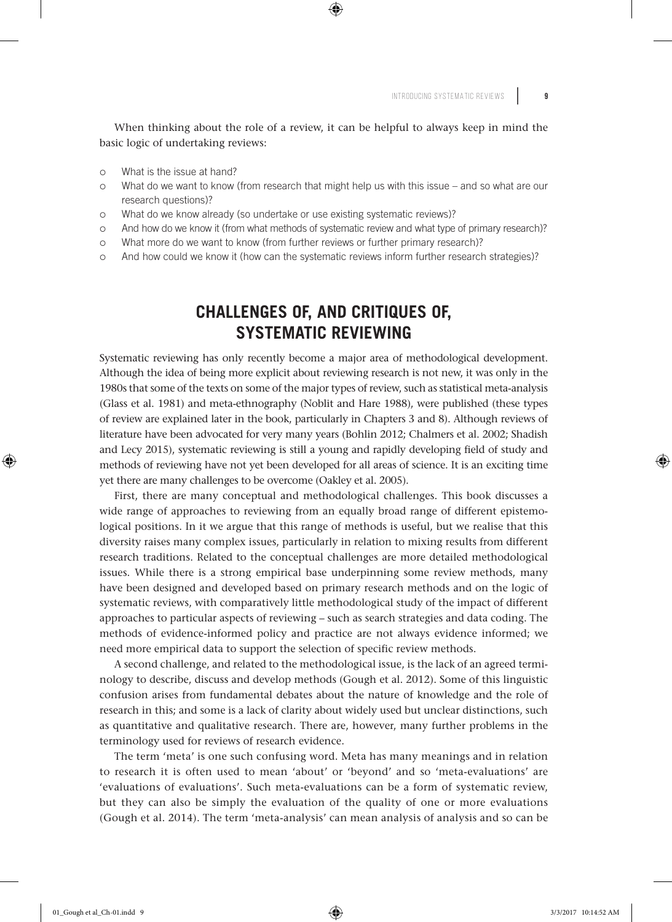When thinking about the role of a review, it can be helpful to always keep in mind the basic logic of undertaking reviews:

- What is the issue at hand?
- What do we want to know (from research that might help us with this issue – and so what are our research questions)?
- What do we know already (so undertake or use existing systematic reviews)?
- And how do we know it (from what methods of systematic review and what type of primary research)?
- What more do we want to know (from further reviews or further primary research)?
- And how could we know it (how can the systematic reviews inform further research strategies)?

## CHALLENGES OF, AND CRITIQUES OF, SYSTEMATIC REVIEWING

Systematic reviewing has only recently become a major area of methodological development. Although the idea of being more explicit about reviewing research is not new, it was only in the 1980s that some of the texts on some of the major types of review, such as statistical meta-analysis (Glass et al. 1981) and meta-ethnography (Noblit and Hare 1988), were published (these types of review are explained later in the book, particularly in Chapters 3 and 8). Although reviews of literature have been advocated for very many years (Bohlin 2012; Chalmers et al. 2002; Shadish and Lecy 2015), systematic reviewing is still a young and rapidly developing field of study and methods of reviewing have not yet been developed for all areas of science. It is an exciting time yet there are many challenges to be overcome (Oakley et al. 2005).

First, there are many conceptual and methodological challenges. This book discusses a wide range of approaches to reviewing from an equally broad range of different epistemological positions. In it we argue that this range of methods is useful, but we realise that this diversity raises many complex issues, particularly in relation to mixing results from different research traditions. Related to the conceptual challenges are more detailed methodological issues. While there is a strong empirical base underpinning some review methods, many have been designed and developed based on primary research methods and on the logic of systematic reviews, with comparatively little methodological study of the impact of different approaches to particular aspects of reviewing – such as search strategies and data coding. The methods of evidence-informed policy and practice are not always evidence informed; we need more empirical data to support the selection of specific review methods.

A second challenge, and related to the methodological issue, is the lack of an agreed terminology to describe, discuss and develop methods (Gough et al. 2012). Some of this linguistic confusion arises from fundamental debates about the nature of knowledge and the role of research in this; and some is a lack of clarity about widely used but unclear distinctions, such as quantitative and qualitative research. There are, however, many further problems in the terminology used for reviews of research evidence.

The term 'meta' is one such confusing word. Meta has many meanings and in relation to research it is often used to mean 'about' or 'beyond' and so 'meta-evaluations' are 'evaluations of evaluations'. Such meta-evaluations can be a form of systematic review, but they can also be simply the evaluation of the quality of one or more evaluations (Gough et al. 2014). The term 'meta-analysis' can mean analysis of analysis and so can be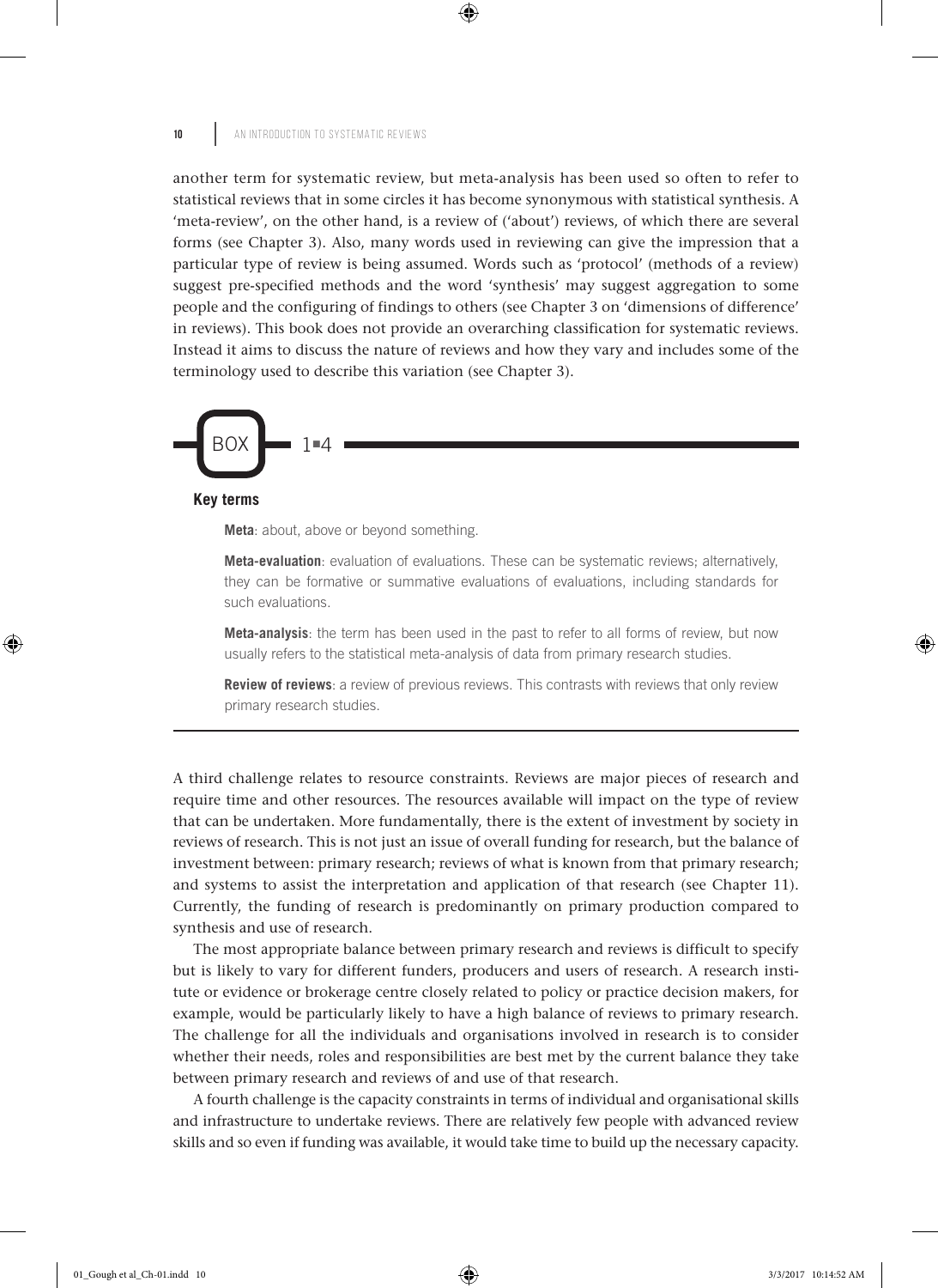another term for systematic review, but meta-analysis has been used so often to refer to statistical reviews that in some circles it has become synonymous with statistical synthesis. A 'meta-review', on the other hand, is a review of ('about') reviews, of which there are several forms (see Chapter 3). Also, many words used in reviewing can give the impression that a particular type of review is being assumed. Words such as 'protocol' (methods of a review) suggest pre-specified methods and the word 'synthesis' may suggest aggregation to some people and the configuring of findings to others (see Chapter 3 on 'dimensions of difference' in reviews). This book does not provide an overarching classification for systematic reviews. Instead it aims to discuss the nature of reviews and how they vary and includes some of the terminology used to describe this variation (see Chapter 3).

> **BOX 1.4**
>
> **Key terms**
>
> **Meta**: about, above or beyond something.
>
> **Meta-evaluation**: evaluation of evaluations. These can be systematic reviews; alternatively, they can be formative or summative evaluations of evaluations, including standards for such evaluations.
>
> **Meta-analysis**: the term has been used in the past to refer to all forms of review, but now usually refers to the statistical meta-analysis of data from primary research studies.
>
> **Review of reviews**: a review of previous reviews. This contrasts with reviews that only review primary research studies.

A third challenge relates to resource constraints. Reviews are major pieces of research and require time and other resources. The resources available will impact on the type of review that can be undertaken. More fundamentally, there is the extent of investment by society in reviews of research. This is not just an issue of overall funding for research, but the balance of investment between: primary research; reviews of what is known from that primary research; and systems to assist the interpretation and application of that research (see Chapter 11). Currently, the funding of research is predominantly on primary production compared to synthesis and use of research.

The most appropriate balance between primary research and reviews is difficult to specify but is likely to vary for different funders, producers and users of research. A research institute or evidence or brokerage centre closely related to policy or practice decision makers, for example, would be particularly likely to have a high balance of reviews to primary research. The challenge for all the individuals and organisations involved in research is to consider whether their needs, roles and responsibilities are best met by the current balance they take between primary research and reviews of and use of that research.

A fourth challenge is the capacity constraints in terms of individual and organisational skills and infrastructure to undertake reviews. There are relatively few people with advanced review skills and so even if funding was available, it would take time to build up the necessary capacity.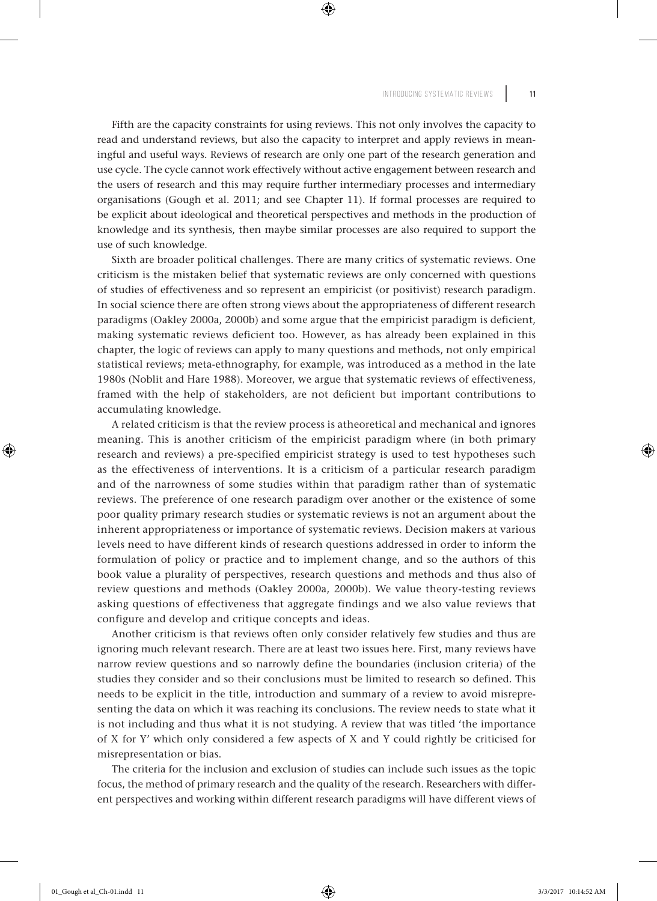Fifth are the capacity constraints for using reviews. This not only involves the capacity to read and understand reviews, but also the capacity to interpret and apply reviews in meaningful and useful ways. Reviews of research are only one part of the research generation and use cycle. The cycle cannot work effectively without active engagement between research and the users of research and this may require further intermediary processes and intermediary organisations (Gough et al. 2011; and see Chapter 11). If formal processes are required to be explicit about ideological and theoretical perspectives and methods in the production of knowledge and its synthesis, then maybe similar processes are also required to support the use of such knowledge.

Sixth are broader political challenges. There are many critics of systematic reviews. One criticism is the mistaken belief that systematic reviews are only concerned with questions of studies of effectiveness and so represent an empiricist (or positivist) research paradigm. In social science there are often strong views about the appropriateness of different research paradigms (Oakley 2000a, 2000b) and some argue that the empiricist paradigm is deficient, making systematic reviews deficient too. However, as has already been explained in this chapter, the logic of reviews can apply to many questions and methods, not only empirical statistical reviews; meta-ethnography, for example, was introduced as a method in the late 1980s (Noblit and Hare 1988). Moreover, we argue that systematic reviews of effectiveness, framed with the help of stakeholders, are not deficient but important contributions to accumulating knowledge.

A related criticism is that the review process is atheoretical and mechanical and ignores meaning. This is another criticism of the empiricist paradigm where (in both primary research and reviews) a pre-specified empiricist strategy is used to test hypotheses such as the effectiveness of interventions. It is a criticism of a particular research paradigm and of the narrowness of some studies within that paradigm rather than of systematic reviews. The preference of one research paradigm over another or the existence of some poor quality primary research studies or systematic reviews is not an argument about the inherent appropriateness or importance of systematic reviews. Decision makers at various levels need to have different kinds of research questions addressed in order to inform the formulation of policy or practice and to implement change, and so the authors of this book value a plurality of perspectives, research questions and methods and thus also of review questions and methods (Oakley 2000a, 2000b). We value theory-testing reviews asking questions of effectiveness that aggregate findings and we also value reviews that configure and develop and critique concepts and ideas.

Another criticism is that reviews often only consider relatively few studies and thus are ignoring much relevant research. There are at least two issues here. First, many reviews have narrow review questions and so narrowly define the boundaries (inclusion criteria) of the studies they consider and so their conclusions must be limited to research so defined. This needs to be explicit in the title, introduction and summary of a review to avoid misrepresenting the data on which it was reaching its conclusions. The review needs to state what it is not including and thus what it is not studying. A review that was titled 'the importance of X for Y' which only considered a few aspects of X and Y could rightly be criticised for misrepresentation or bias.

The criteria for the inclusion and exclusion of studies can include such issues as the topic focus, the method of primary research and the quality of the research. Researchers with different perspectives and working within different research paradigms will have different views of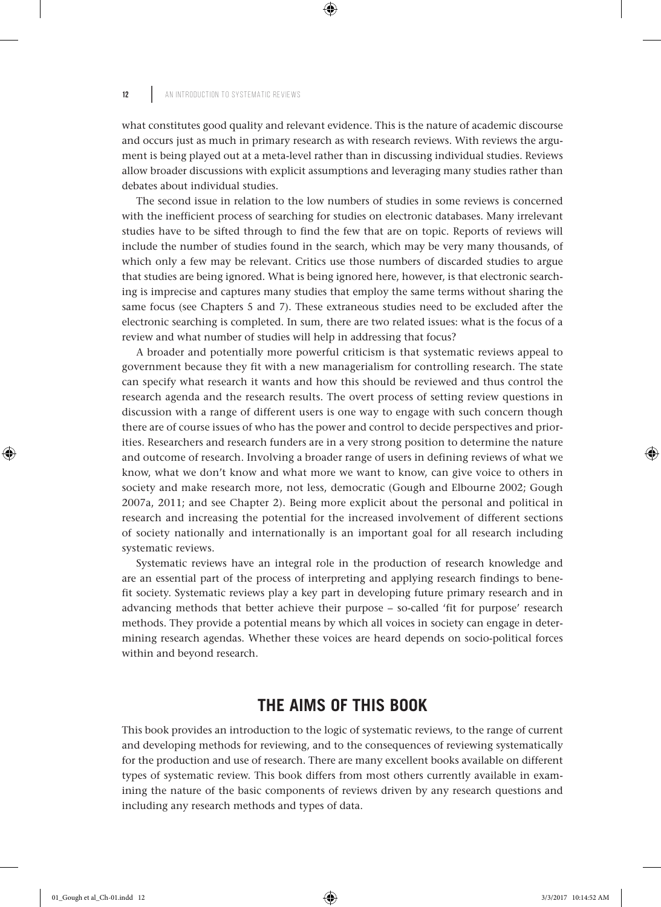what constitutes good quality and relevant evidence. This is the nature of academic discourse and occurs just as much in primary research as with research reviews. With reviews the argument is being played out at a meta-level rather than in discussing individual studies. Reviews allow broader discussions with explicit assumptions and leveraging many studies rather than debates about individual studies.

The second issue in relation to the low numbers of studies in some reviews is concerned with the inefficient process of searching for studies on electronic databases. Many irrelevant studies have to be sifted through to find the few that are on topic. Reports of reviews will include the number of studies found in the search, which may be very many thousands, of which only a few may be relevant. Critics use those numbers of discarded studies to argue that studies are being ignored. What is being ignored here, however, is that electronic searching is imprecise and captures many studies that employ the same terms without sharing the same focus (see Chapters 5 and 7). These extraneous studies need to be excluded after the electronic searching is completed. In sum, there are two related issues: what is the focus of a review and what number of studies will help in addressing that focus?

A broader and potentially more powerful criticism is that systematic reviews appeal to government because they fit with a new managerialism for controlling research. The state can specify what research it wants and how this should be reviewed and thus control the research agenda and the research results. The overt process of setting review questions in discussion with a range of different users is one way to engage with such concern though there are of course issues of who has the power and control to decide perspectives and priorities. Researchers and research funders are in a very strong position to determine the nature and outcome of research. Involving a broader range of users in defining reviews of what we know, what we don't know and what more we want to know, can give voice to others in society and make research more, not less, democratic (Gough and Elbourne 2002; Gough 2007a, 2011; and see Chapter 2). Being more explicit about the personal and political in research and increasing the potential for the increased involvement of different sections of society nationally and internationally is an important goal for all research including systematic reviews.

Systematic reviews have an integral role in the production of research knowledge and are an essential part of the process of interpreting and applying research findings to benefit society. Systematic reviews play a key part in developing future primary research and in advancing methods that better achieve their purpose – so-called 'fit for purpose' research methods. They provide a potential means by which all voices in society can engage in determining research agendas. Whether these voices are heard depends on socio-political forces within and beyond research.

## THE AIMS OF THIS BOOK

This book provides an introduction to the logic of systematic reviews, to the range of current and developing methods for reviewing, and to the consequences of reviewing systematically for the production and use of research. There are many excellent books available on different types of systematic review. This book differs from most others currently available in examining the nature of the basic components of reviews driven by any research questions and including any research methods and types of data.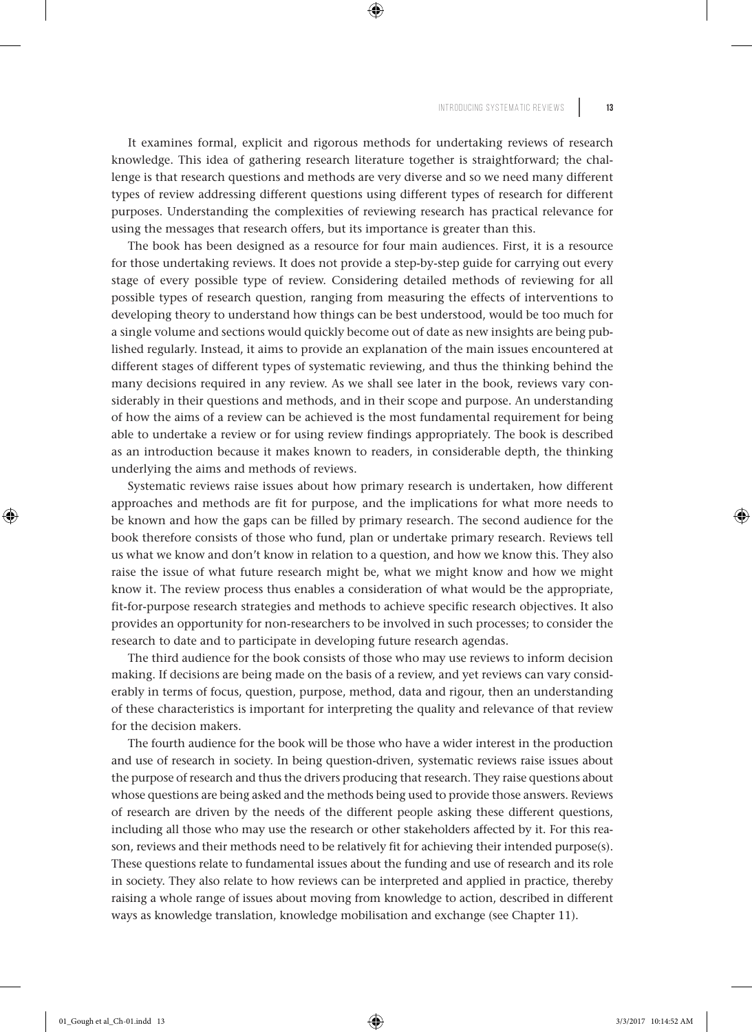It examines formal, explicit and rigorous methods for undertaking reviews of research knowledge. This idea of gathering research literature together is straightforward; the challenge is that research questions and methods are very diverse and so we need many different types of review addressing different questions using different types of research for different purposes. Understanding the complexities of reviewing research has practical relevance for using the messages that research offers, but its importance is greater than this.

The book has been designed as a resource for four main audiences. First, it is a resource for those undertaking reviews. It does not provide a step-by-step guide for carrying out every stage of every possible type of review. Considering detailed methods of reviewing for all possible types of research question, ranging from measuring the effects of interventions to developing theory to understand how things can be best understood, would be too much for a single volume and sections would quickly become out of date as new insights are being published regularly. Instead, it aims to provide an explanation of the main issues encountered at different stages of different types of systematic reviewing, and thus the thinking behind the many decisions required in any review. As we shall see later in the book, reviews vary considerably in their questions and methods, and in their scope and purpose. An understanding of how the aims of a review can be achieved is the most fundamental requirement for being able to undertake a review or for using review findings appropriately. The book is described as an introduction because it makes known to readers, in considerable depth, the thinking underlying the aims and methods of reviews.

Systematic reviews raise issues about how primary research is undertaken, how different approaches and methods are fit for purpose, and the implications for what more needs to be known and how the gaps can be filled by primary research. The second audience for the book therefore consists of those who fund, plan or undertake primary research. Reviews tell us what we know and don't know in relation to a question, and how we know this. They also raise the issue of what future research might be, what we might know and how we might know it. The review process thus enables a consideration of what would be the appropriate, fit-for-purpose research strategies and methods to achieve specific research objectives. It also provides an opportunity for non-researchers to be involved in such processes; to consider the research to date and to participate in developing future research agendas.

The third audience for the book consists of those who may use reviews to inform decision making. If decisions are being made on the basis of a review, and yet reviews can vary considerably in terms of focus, question, purpose, method, data and rigour, then an understanding of these characteristics is important for interpreting the quality and relevance of that review for the decision makers.

The fourth audience for the book will be those who have a wider interest in the production and use of research in society. In being question-driven, systematic reviews raise issues about the purpose of research and thus the drivers producing that research. They raise questions about whose questions are being asked and the methods being used to provide those answers. Reviews of research are driven by the needs of the different people asking these different questions, including all those who may use the research or other stakeholders affected by it. For this reason, reviews and their methods need to be relatively fit for achieving their intended purpose(s). These questions relate to fundamental issues about the funding and use of research and its role in society. They also relate to how reviews can be interpreted and applied in practice, thereby raising a whole range of issues about moving from knowledge to action, described in different ways as knowledge translation, knowledge mobilisation and exchange (see Chapter 11).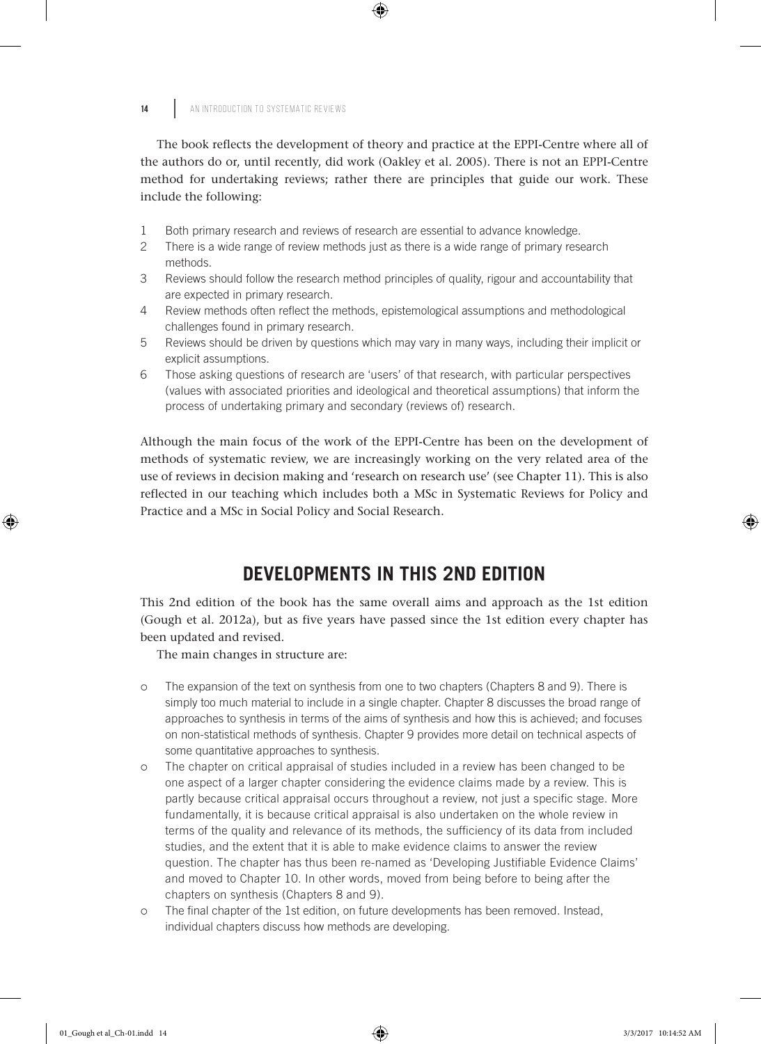The book reflects the development of theory and practice at the EPPI-Centre where all of the authors do or, until recently, did work (Oakley et al. 2005). There is not an EPPI-Centre method for undertaking reviews; rather there are principles that guide our work. These include the following:

1. Both primary research and reviews of research are essential to advance knowledge.
2. There is a wide range of review methods just as there is a wide range of primary research methods.
3. Reviews should follow the research method principles of quality, rigour and accountability that are expected in primary research.
4. Review methods often reflect the methods, epistemological assumptions and methodological challenges found in primary research.
5. Reviews should be driven by questions which may vary in many ways, including their implicit or explicit assumptions.
6. Those asking questions of research are 'users' of that research, with particular perspectives (values with associated priorities and ideological and theoretical assumptions) that inform the process of undertaking primary and secondary (reviews of) research.

Although the main focus of the work of the EPPI-Centre has been on the development of methods of systematic review, we are increasingly working on the very related area of the use of reviews in decision making and 'research on research use' (see Chapter 11). This is also reflected in our teaching which includes both a MSc in Systematic Reviews for Policy and Practice and a MSc in Social Policy and Social Research.

## DEVELOPMENTS IN THIS 2ND EDITION

This 2nd edition of the book has the same overall aims and approach as the 1st edition (Gough et al. 2012a), but as five years have passed since the 1st edition every chapter has been updated and revised.

The main changes in structure are:

- The expansion of the text on synthesis from one to two chapters (Chapters 8 and 9). There is simply too much material to include in a single chapter. Chapter 8 discusses the broad range of approaches to synthesis in terms of the aims of synthesis and how this is achieved; and focuses on non-statistical methods of synthesis. Chapter 9 provides more detail on technical aspects of some quantitative approaches to synthesis.
- The chapter on critical appraisal of studies included in a review has been changed to be one aspect of a larger chapter considering the evidence claims made by a review. This is partly because critical appraisal occurs throughout a review, not just a specific stage. More fundamentally, it is because critical appraisal is also undertaken on the whole review in terms of the quality and relevance of its methods, the sufficiency of its data from included studies, and the extent that it is able to make evidence claims to answer the review question. The chapter has thus been re-named as 'Developing Justifiable Evidence Claims' and moved to Chapter 10. In other words, moved from being before to being after the chapters on synthesis (Chapters 8 and 9).
- The final chapter of the 1st edition, on future developments has been removed. Instead, individual chapters discuss how methods are developing.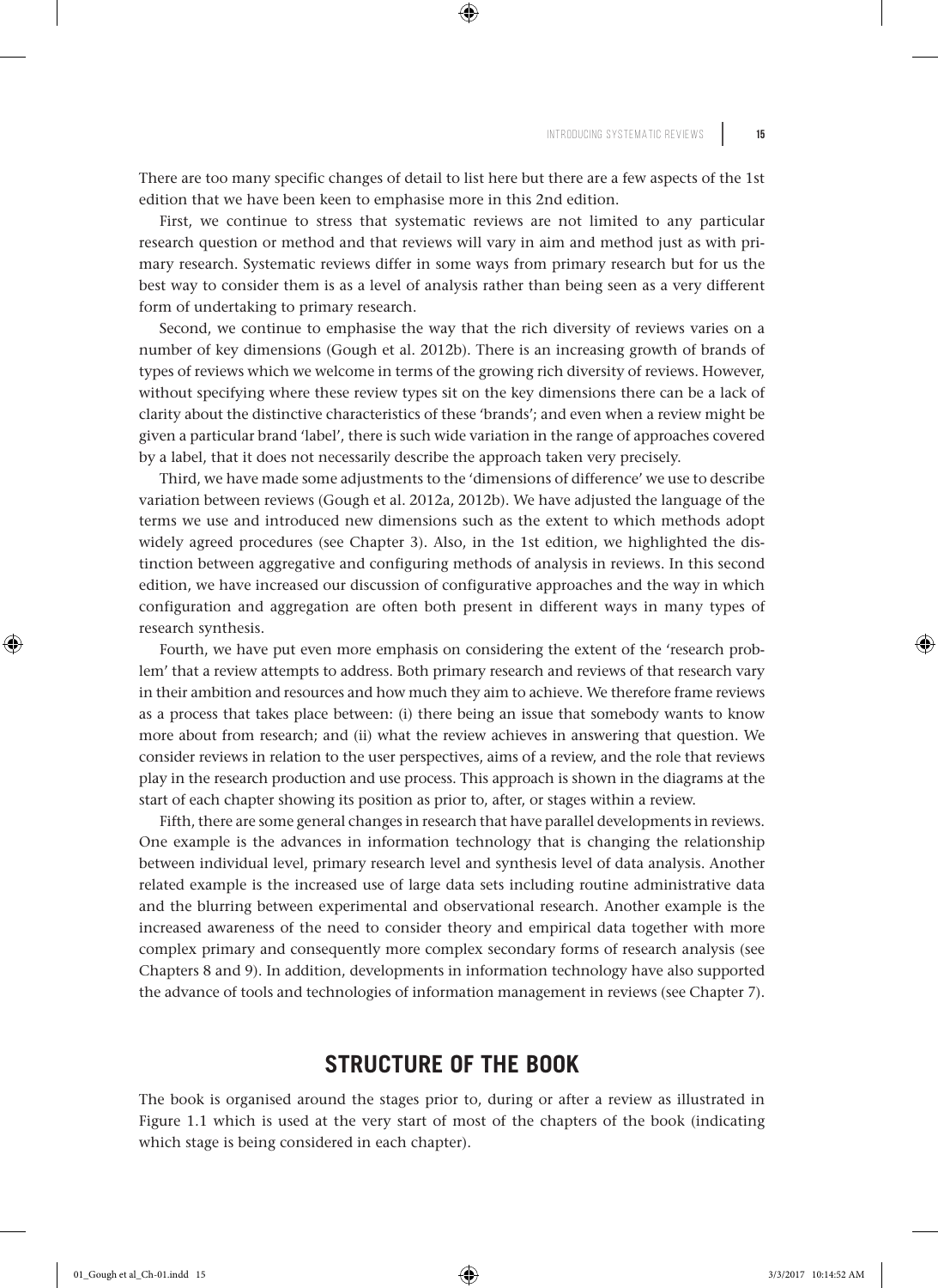There are too many specific changes of detail to list here but there are a few aspects of the 1st edition that we have been keen to emphasise more in this 2nd edition.

First, we continue to stress that systematic reviews are not limited to any particular research question or method and that reviews will vary in aim and method just as with primary research. Systematic reviews differ in some ways from primary research but for us the best way to consider them is as a level of analysis rather than being seen as a very different form of undertaking to primary research.

Second, we continue to emphasise the way that the rich diversity of reviews varies on a number of key dimensions (Gough et al. 2012b). There is an increasing growth of brands of types of reviews which we welcome in terms of the growing rich diversity of reviews. However, without specifying where these review types sit on the key dimensions there can be a lack of clarity about the distinctive characteristics of these 'brands'; and even when a review might be given a particular brand 'label', there is such wide variation in the range of approaches covered by a label, that it does not necessarily describe the approach taken very precisely.

Third, we have made some adjustments to the 'dimensions of difference' we use to describe variation between reviews (Gough et al. 2012a, 2012b). We have adjusted the language of the terms we use and introduced new dimensions such as the extent to which methods adopt widely agreed procedures (see Chapter 3). Also, in the 1st edition, we highlighted the distinction between aggregative and configuring methods of analysis in reviews. In this second edition, we have increased our discussion of configurative approaches and the way in which configuration and aggregation are often both present in different ways in many types of research synthesis.

Fourth, we have put even more emphasis on considering the extent of the 'research problem' that a review attempts to address. Both primary research and reviews of that research vary in their ambition and resources and how much they aim to achieve. We therefore frame reviews as a process that takes place between: (i) there being an issue that somebody wants to know more about from research; and (ii) what the review achieves in answering that question. We consider reviews in relation to the user perspectives, aims of a review, and the role that reviews play in the research production and use process. This approach is shown in the diagrams at the start of each chapter showing its position as prior to, after, or stages within a review.

Fifth, there are some general changes in research that have parallel developments in reviews. One example is the advances in information technology that is changing the relationship between individual level, primary research level and synthesis level of data analysis. Another related example is the increased use of large data sets including routine administrative data and the blurring between experimental and observational research. Another example is the increased awareness of the need to consider theory and empirical data together with more complex primary and consequently more complex secondary forms of research analysis (see Chapters 8 and 9). In addition, developments in information technology have also supported the advance of tools and technologies of information management in reviews (see Chapter 7).

## STRUCTURE OF THE BOOK

The book is organised around the stages prior to, during or after a review as illustrated in Figure 1.1 which is used at the very start of most of the chapters of the book (indicating which stage is being considered in each chapter).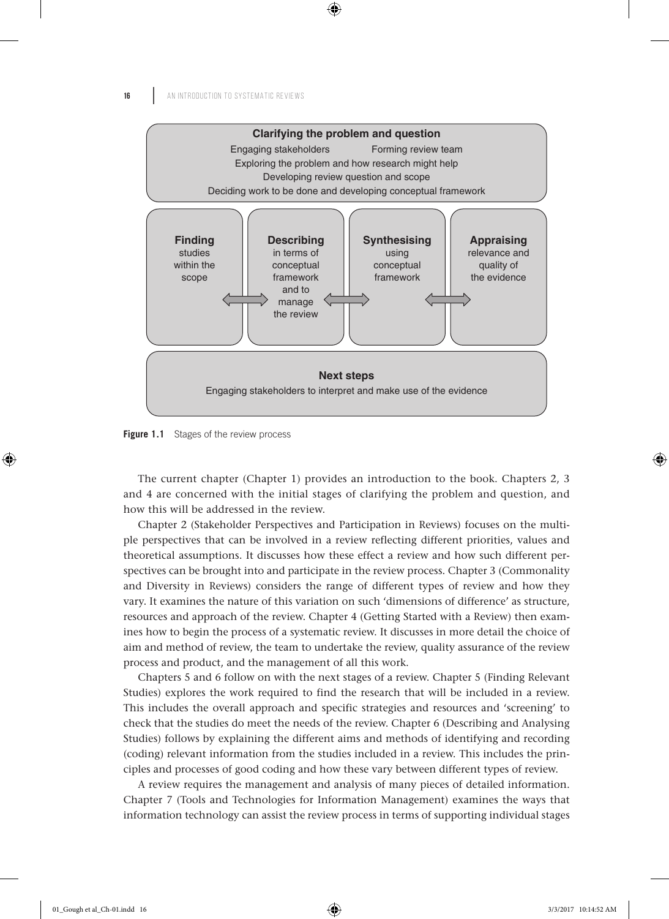**Clarifying the problem and question**

Engaging stakeholders — Forming review team

Exploring the problem and how research might help

Developing review question and scope

Deciding work to be done and developing conceptual framework

**Finding** studies within the scope ⟺ **Describing** in terms of conceptual framework and to manage the review ⟺ **Synthesising** using conceptual framework ⟺ **Appraising** relevance and quality of the evidence

**Next steps**

Engaging stakeholders to interpret and make use of the evidence

**Figure 1.1** Stages of the review process

The current chapter (Chapter 1) provides an introduction to the book. Chapters 2, 3 and 4 are concerned with the initial stages of clarifying the problem and question, and how this will be addressed in the review.

Chapter 2 (Stakeholder Perspectives and Participation in Reviews) focuses on the multiple perspectives that can be involved in a review reflecting different priorities, values and theoretical assumptions. It discusses how these effect a review and how such different perspectives can be brought into and participate in the review process. Chapter 3 (Commonality and Diversity in Reviews) considers the range of different types of review and how they vary. It examines the nature of this variation on such 'dimensions of difference' as structure, resources and approach of the review. Chapter 4 (Getting Started with a Review) then examines how to begin the process of a systematic review. It discusses in more detail the choice of aim and method of review, the team to undertake the review, quality assurance of the review process and product, and the management of all this work.

Chapters 5 and 6 follow on with the next stages of a review. Chapter 5 (Finding Relevant Studies) explores the work required to find the research that will be included in a review. This includes the overall approach and specific strategies and resources and 'screening' to check that the studies do meet the needs of the review. Chapter 6 (Describing and Analysing Studies) follows by explaining the different aims and methods of identifying and recording (coding) relevant information from the studies included in a review. This includes the principles and processes of good coding and how these vary between different types of review.

A review requires the management and analysis of many pieces of detailed information. Chapter 7 (Tools and Technologies for Information Management) examines the ways that information technology can assist the review process in terms of supporting individual stages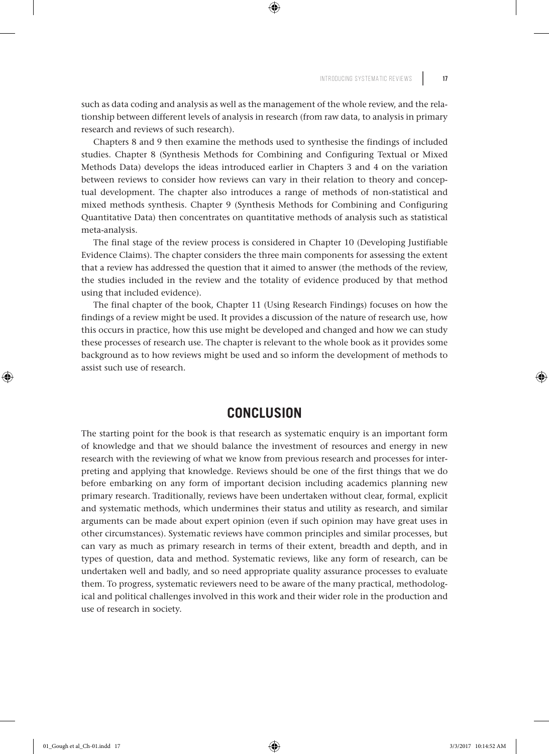such as data coding and analysis as well as the management of the whole review, and the relationship between different levels of analysis in research (from raw data, to analysis in primary research and reviews of such research).

Chapters 8 and 9 then examine the methods used to synthesise the findings of included studies. Chapter 8 (Synthesis Methods for Combining and Configuring Textual or Mixed Methods Data) develops the ideas introduced earlier in Chapters 3 and 4 on the variation between reviews to consider how reviews can vary in their relation to theory and conceptual development. The chapter also introduces a range of methods of non-statistical and mixed methods synthesis. Chapter 9 (Synthesis Methods for Combining and Configuring Quantitative Data) then concentrates on quantitative methods of analysis such as statistical meta-analysis.

The final stage of the review process is considered in Chapter 10 (Developing Justifiable Evidence Claims). The chapter considers the three main components for assessing the extent that a review has addressed the question that it aimed to answer (the methods of the review, the studies included in the review and the totality of evidence produced by that method using that included evidence).

The final chapter of the book, Chapter 11 (Using Research Findings) focuses on how the findings of a review might be used. It provides a discussion of the nature of research use, how this occurs in practice, how this use might be developed and changed and how we can study these processes of research use. The chapter is relevant to the whole book as it provides some background as to how reviews might be used and so inform the development of methods to assist such use of research.

## CONCLUSION

The starting point for the book is that research as systematic enquiry is an important form of knowledge and that we should balance the investment of resources and energy in new research with the reviewing of what we know from previous research and processes for interpreting and applying that knowledge. Reviews should be one of the first things that we do before embarking on any form of important decision including academics planning new primary research. Traditionally, reviews have been undertaken without clear, formal, explicit and systematic methods, which undermines their status and utility as research, and similar arguments can be made about expert opinion (even if such opinion may have great uses in other circumstances). Systematic reviews have common principles and similar processes, but can vary as much as primary research in terms of their extent, breadth and depth, and in types of question, data and method. Systematic reviews, like any form of research, can be undertaken well and badly, and so need appropriate quality assurance processes to evaluate them. To progress, systematic reviewers need to be aware of the many practical, methodological and political challenges involved in this work and their wider role in the production and use of research in society.